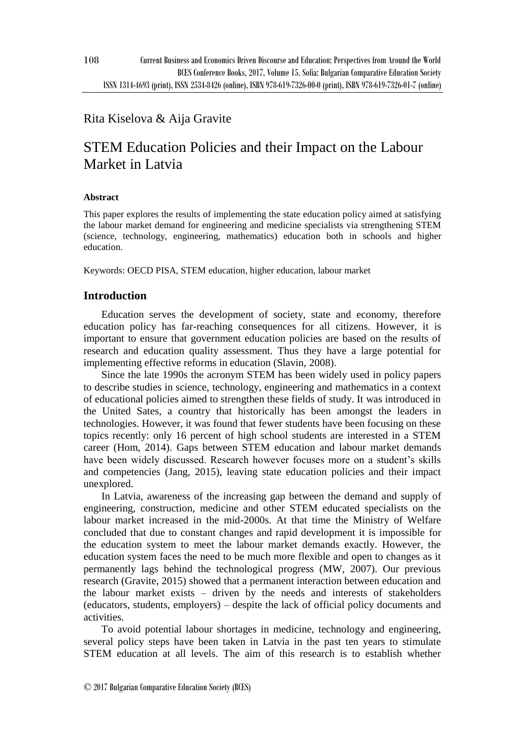Rita Kiselova & Aija Gravite

# STEM Education Policies and their Impact on the Labour Market in Latvia

**Abstract**

This paper explores the results of implementing the state education policy aimed at satisfying the labour market demand for engineering and medicine specialists via strengthening STEM (science, technology, engineering, mathematics) education both in schools and higher education.

Keywords: OECD PISA, STEM education, higher education, labour market

## Introduction

Education serves the development of society, state and economy, therefore education policy has far-reaching consequences for all citizens. However, it is important to ensure that government education policies are based on the results of research and education quality assessment. Thus they have a large potential for implementing effective reforms in education (Slavin, 2008).

Since the late 1990s the acronym STEM has been widely used in policy papers to describe studies in science, technology, engineering and mathematics in a context of educational policies aimed to strengthen these fields of study. It was introduced in the United Sates, a country that historically has been amongst the leaders in technologies. However, it was found that fewer students have been focusing on these topics recently: only 16 percent of high school students are interested in a STEM career (Hom, 2014). Gaps between STEM education and labour market demands have been widely discussed. Research however focuses more on a student's skills and competencies (Jang, 2015), leaving state education policies and their impact unexplored.

In Latvia, awareness of the increasing gap between the demand and supply of engineering, construction, medicine and other STEM educated specialists on the labour market increased in the mid-2000s. At that time the Ministry of Welfare concluded that due to constant changes and rapid development it is impossible for the education system to meet the labour market demands exactly. However, the education system faces the need to be much more flexible and open to changes as it permanently lags behind the technological progress (MW, 2007). Our previous research (Gravite, 2015) showed that a permanent interaction between education and the labour market exists – driven by the needs and interests of stakeholders (educators, students, employers) – despite the lack of official policy documents and activities.

To avoid potential labour shortages in medicine, technology and engineering, several policy steps have been taken in Latvia in the past ten years to stimulate STEM education at all levels. The aim of this research is to establish whether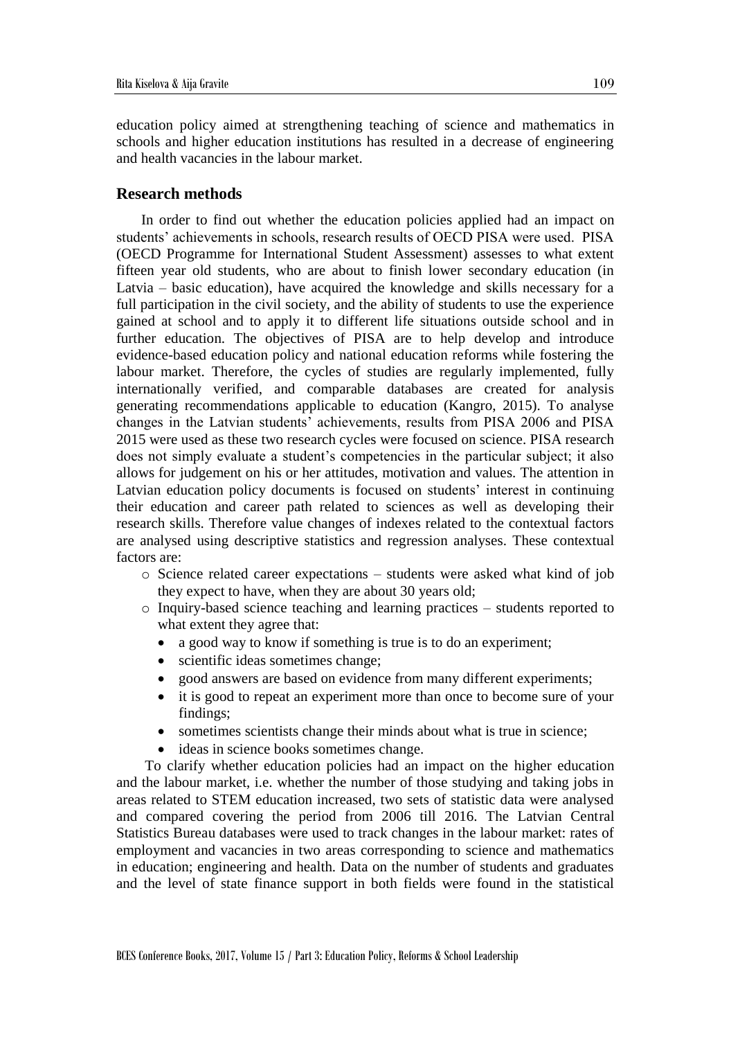education policy aimed at strengthening teaching of science and mathematics in schools and higher education institutions has resulted in a decrease of engineering and health vacancies in the labour market.

## Research methods

In order to find out whether the education policies applied had an impact on students' achievements in schools, research results of OECD PISA were used. PISA (OECD Programme for International Student Assessment) assesses to what extent fifteen year old students, who are about to finish lower secondary education (in Latvia – basic education), have acquired the knowledge and skills necessary for a full participation in the civil society, and the ability of students to use the experience gained at school and to apply it to different life situations outside school and in further education. The objectives of PISA are to help develop and introduce evidence-based education policy and national education reforms while fostering the labour market. Therefore, the cycles of studies are regularly implemented, fully internationally verified, and comparable databases are created for analysis generating recommendations applicable to education (Kangro, 2015). To analyse changes in the Latvian students' achievements, results from PISA 2006 and PISA 2015 were used as these two research cycles were focused on science. PISA research does not simply evaluate a student's competencies in the particular subject; it also allows for judgement on his or her attitudes, motivation and values. The attention in Latvian education policy documents is focused on students' interest in continuing their education and career path related to sciences as well as developing their research skills. Therefore value changes of indexes related to the contextual factors are analysed using descriptive statistics and regression analyses. These contextual factors are:

- Science related career expectations – students were asked what kind of job they expect to have, when they are about 30 years old;
- Inquiry-based science teaching and learning practices – students reported to what extent they agree that:
  - a good way to know if something is true is to do an experiment;
  - scientific ideas sometimes change;
  - good answers are based on evidence from many different experiments;
  - it is good to repeat an experiment more than once to become sure of your findings;
  - sometimes scientists change their minds about what is true in science;
  - ideas in science books sometimes change.

To clarify whether education policies had an impact on the higher education and the labour market, i.e. whether the number of those studying and taking jobs in areas related to STEM education increased, two sets of statistic data were analysed and compared covering the period from 2006 till 2016. The Latvian Central Statistics Bureau databases were used to track changes in the labour market: rates of employment and vacancies in two areas corresponding to science and mathematics in education; engineering and health. Data on the number of students and graduates and the level of state finance support in both fields were found in the statistical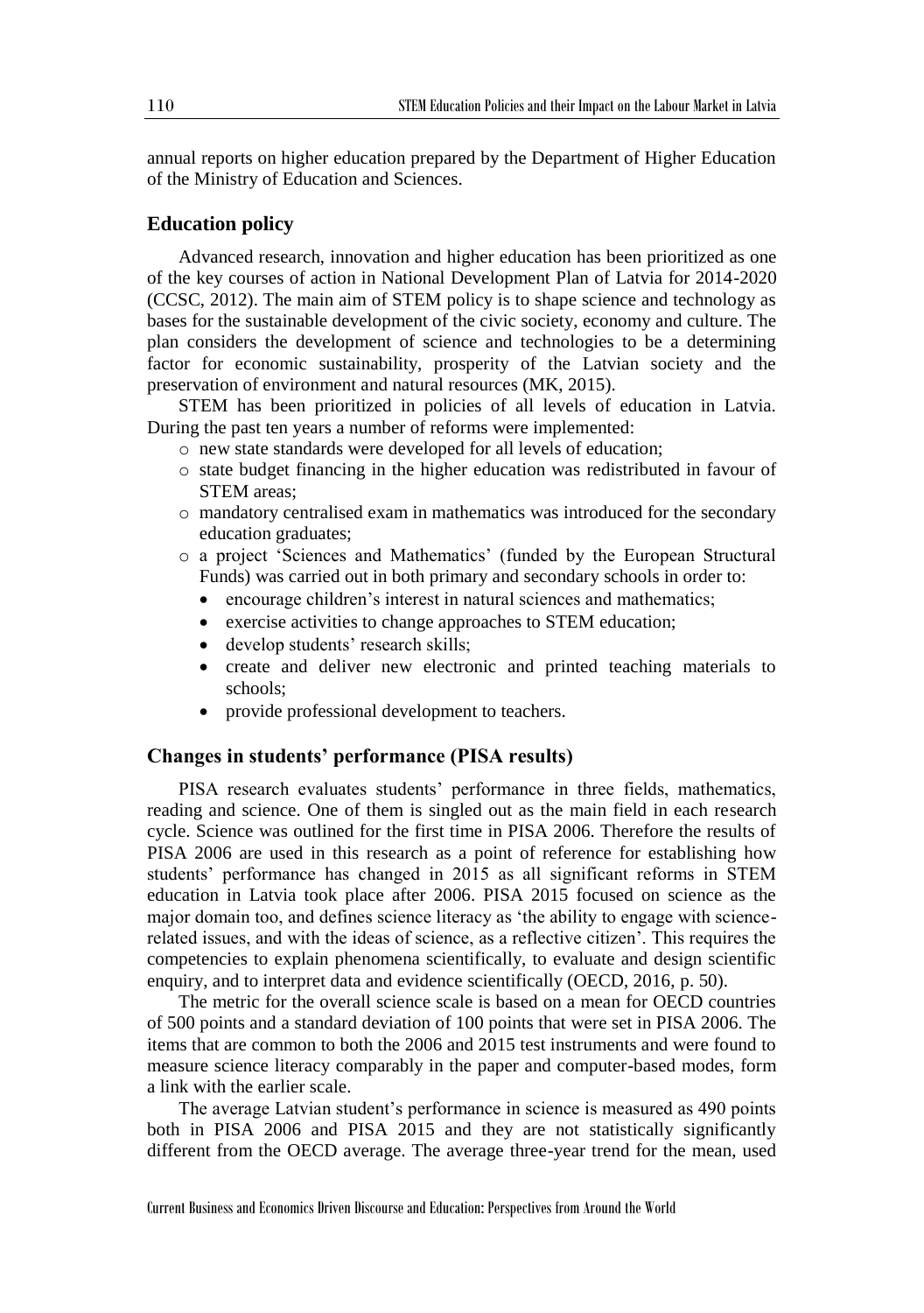annual reports on higher education prepared by the Department of Higher Education of the Ministry of Education and Sciences.

## Education policy

Advanced research, innovation and higher education has been prioritized as one of the key courses of action in National Development Plan of Latvia for 2014-2020 (CCSC, 2012). The main aim of STEM policy is to shape science and technology as bases for the sustainable development of the civic society, economy and culture. The plan considers the development of science and technologies to be a determining factor for economic sustainability, prosperity of the Latvian society and the preservation of environment and natural resources (MK, 2015).

STEM has been prioritized in policies of all levels of education in Latvia. During the past ten years a number of reforms were implemented:

- new state standards were developed for all levels of education;
- state budget financing in the higher education was redistributed in favour of STEM areas;
- mandatory centralised exam in mathematics was introduced for the secondary education graduates;
- a project 'Sciences and Mathematics' (funded by the European Structural Funds) was carried out in both primary and secondary schools in order to:
  - encourage children's interest in natural sciences and mathematics;
  - exercise activities to change approaches to STEM education;
  - develop students' research skills;
  - create and deliver new electronic and printed teaching materials to schools;
  - provide professional development to teachers.

## Changes in students' performance (PISA results)

PISA research evaluates students' performance in three fields, mathematics, reading and science. One of them is singled out as the main field in each research cycle. Science was outlined for the first time in PISA 2006. Therefore the results of PISA 2006 are used in this research as a point of reference for establishing how students' performance has changed in 2015 as all significant reforms in STEM education in Latvia took place after 2006. PISA 2015 focused on science as the major domain too, and defines science literacy as 'the ability to engage with science-related issues, and with the ideas of science, as a reflective citizen'. This requires the competencies to explain phenomena scientifically, to evaluate and design scientific enquiry, and to interpret data and evidence scientifically (OECD, 2016, p. 50).

The metric for the overall science scale is based on a mean for OECD countries of 500 points and a standard deviation of 100 points that were set in PISA 2006. The items that are common to both the 2006 and 2015 test instruments and were found to measure science literacy comparably in the paper and computer-based modes, form a link with the earlier scale.

The average Latvian student's performance in science is measured as 490 points both in PISA 2006 and PISA 2015 and they are not statistically significantly different from the OECD average. The average three-year trend for the mean, used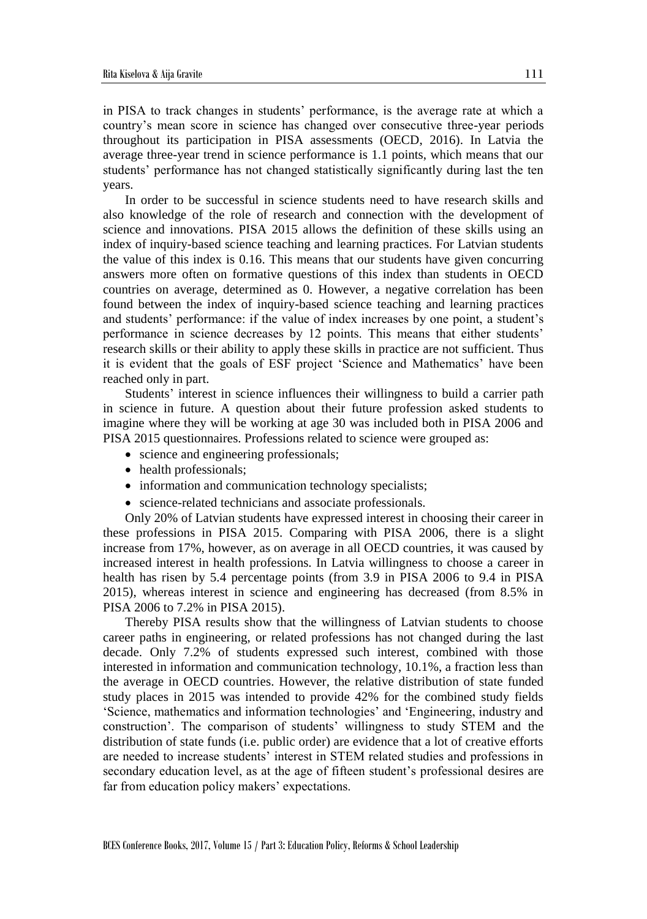in PISA to track changes in students' performance, is the average rate at which a country's mean score in science has changed over consecutive three-year periods throughout its participation in PISA assessments (OECD, 2016). In Latvia the average three-year trend in science performance is 1.1 points, which means that our students' performance has not changed statistically significantly during last the ten years.

In order to be successful in science students need to have research skills and also knowledge of the role of research and connection with the development of science and innovations. PISA 2015 allows the definition of these skills using an index of inquiry-based science teaching and learning practices. For Latvian students the value of this index is 0.16. This means that our students have given concurring answers more often on formative questions of this index than students in OECD countries on average, determined as 0. However, a negative correlation has been found between the index of inquiry-based science teaching and learning practices and students' performance: if the value of index increases by one point, a student's performance in science decreases by 12 points. This means that either students' research skills or their ability to apply these skills in practice are not sufficient. Thus it is evident that the goals of ESF project 'Science and Mathematics' have been reached only in part.

Students' interest in science influences their willingness to build a carrier path in science in future. A question about their future profession asked students to imagine where they will be working at age 30 was included both in PISA 2006 and PISA 2015 questionnaires. Professions related to science were grouped as:

- science and engineering professionals;
- health professionals;
- information and communication technology specialists;
- science-related technicians and associate professionals.

Only 20% of Latvian students have expressed interest in choosing their career in these professions in PISA 2015. Comparing with PISA 2006, there is a slight increase from 17%, however, as on average in all OECD countries, it was caused by increased interest in health professions. In Latvia willingness to choose a career in health has risen by 5.4 percentage points (from 3.9 in PISA 2006 to 9.4 in PISA 2015), whereas interest in science and engineering has decreased (from 8.5% in PISA 2006 to 7.2% in PISA 2015).

Thereby PISA results show that the willingness of Latvian students to choose career paths in engineering, or related professions has not changed during the last decade. Only 7.2% of students expressed such interest, combined with those interested in information and communication technology, 10.1%, a fraction less than the average in OECD countries. However, the relative distribution of state funded study places in 2015 was intended to provide 42% for the combined study fields 'Science, mathematics and information technologies' and 'Engineering, industry and construction'. The comparison of students' willingness to study STEM and the distribution of state funds (i.e. public order) are evidence that a lot of creative efforts are needed to increase students' interest in STEM related studies and professions in secondary education level, as at the age of fifteen student's professional desires are far from education policy makers' expectations.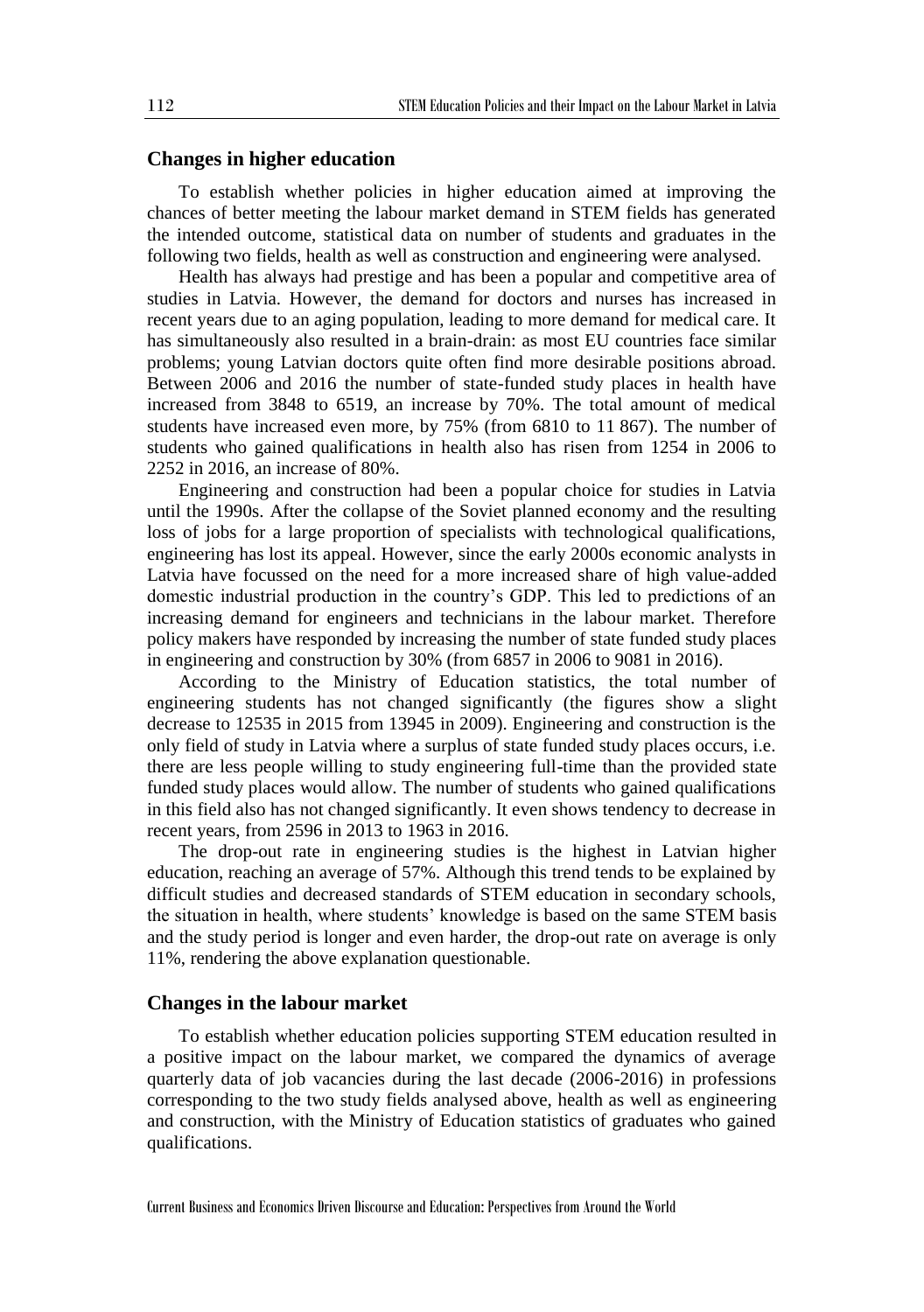## Changes in higher education

To establish whether policies in higher education aimed at improving the chances of better meeting the labour market demand in STEM fields has generated the intended outcome, statistical data on number of students and graduates in the following two fields, health as well as construction and engineering were analysed.

Health has always had prestige and has been a popular and competitive area of studies in Latvia. However, the demand for doctors and nurses has increased in recent years due to an aging population, leading to more demand for medical care. It has simultaneously also resulted in a brain-drain: as most EU countries face similar problems; young Latvian doctors quite often find more desirable positions abroad. Between 2006 and 2016 the number of state-funded study places in health have increased from 3848 to 6519, an increase by 70%. The total amount of medical students have increased even more, by 75% (from 6810 to 11 867). The number of students who gained qualifications in health also has risen from 1254 in 2006 to 2252 in 2016, an increase of 80%.

Engineering and construction had been a popular choice for studies in Latvia until the 1990s. After the collapse of the Soviet planned economy and the resulting loss of jobs for a large proportion of specialists with technological qualifications, engineering has lost its appeal. However, since the early 2000s economic analysts in Latvia have focussed on the need for a more increased share of high value-added domestic industrial production in the country's GDP. This led to predictions of an increasing demand for engineers and technicians in the labour market. Therefore policy makers have responded by increasing the number of state funded study places in engineering and construction by 30% (from 6857 in 2006 to 9081 in 2016).

According to the Ministry of Education statistics, the total number of engineering students has not changed significantly (the figures show a slight decrease to 12535 in 2015 from 13945 in 2009). Engineering and construction is the only field of study in Latvia where a surplus of state funded study places occurs, i.e. there are less people willing to study engineering full-time than the provided state funded study places would allow. The number of students who gained qualifications in this field also has not changed significantly. It even shows tendency to decrease in recent years, from 2596 in 2013 to 1963 in 2016.

The drop-out rate in engineering studies is the highest in Latvian higher education, reaching an average of 57%. Although this trend tends to be explained by difficult studies and decreased standards of STEM education in secondary schools, the situation in health, where students' knowledge is based on the same STEM basis and the study period is longer and even harder, the drop-out rate on average is only 11%, rendering the above explanation questionable.

## Changes in the labour market

To establish whether education policies supporting STEM education resulted in a positive impact on the labour market, we compared the dynamics of average quarterly data of job vacancies during the last decade (2006-2016) in professions corresponding to the two study fields analysed above, health as well as engineering and construction, with the Ministry of Education statistics of graduates who gained qualifications.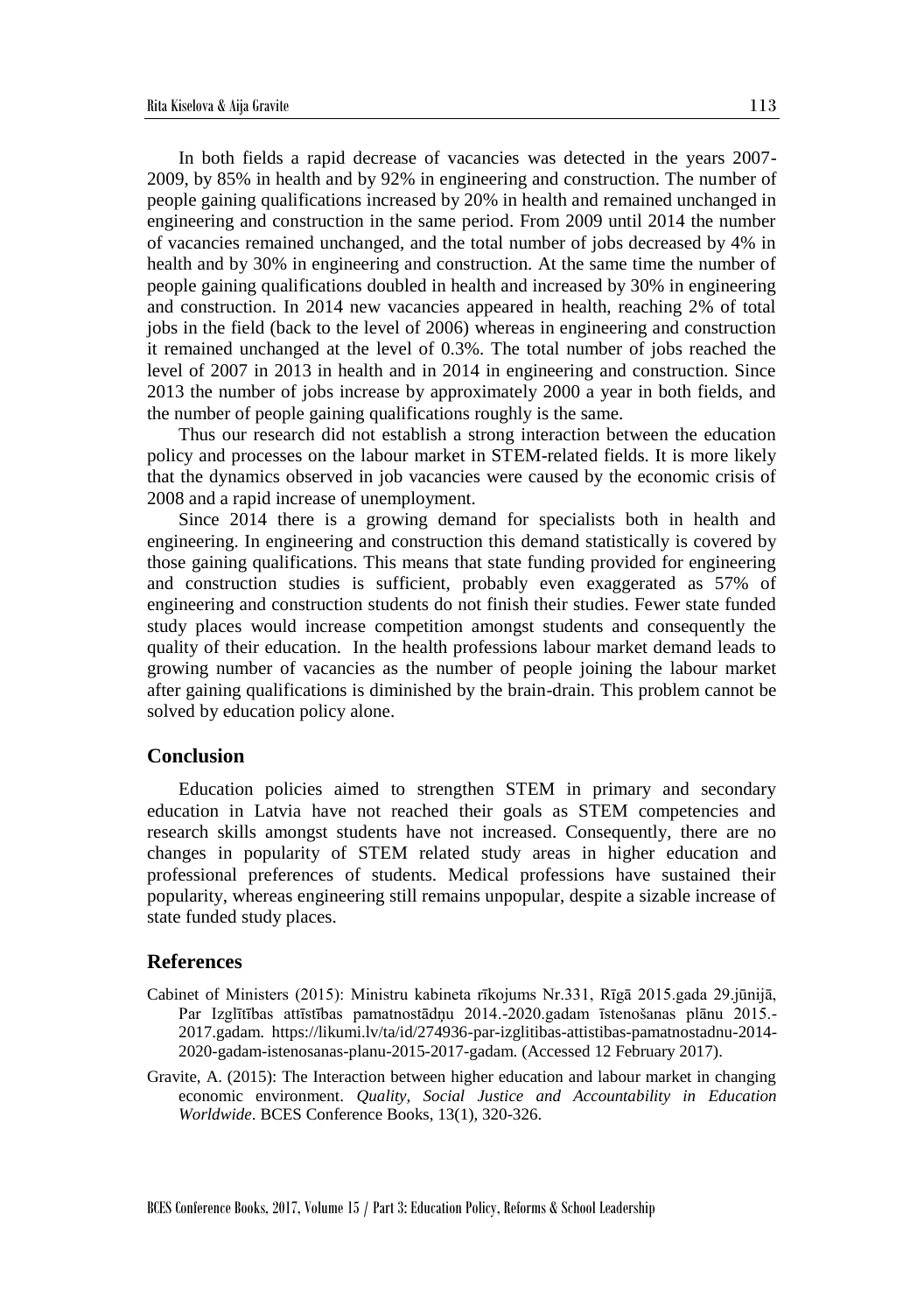In both fields a rapid decrease of vacancies was detected in the years 2007-2009, by 85% in health and by 92% in engineering and construction. The number of people gaining qualifications increased by 20% in health and remained unchanged in engineering and construction in the same period. From 2009 until 2014 the number of vacancies remained unchanged, and the total number of jobs decreased by 4% in health and by 30% in engineering and construction. At the same time the number of people gaining qualifications doubled in health and increased by 30% in engineering and construction. In 2014 new vacancies appeared in health, reaching 2% of total jobs in the field (back to the level of 2006) whereas in engineering and construction it remained unchanged at the level of 0.3%. The total number of jobs reached the level of 2007 in 2013 in health and in 2014 in engineering and construction. Since 2013 the number of jobs increase by approximately 2000 a year in both fields, and the number of people gaining qualifications roughly is the same.

Thus our research did not establish a strong interaction between the education policy and processes on the labour market in STEM-related fields. It is more likely that the dynamics observed in job vacancies were caused by the economic crisis of 2008 and a rapid increase of unemployment.

Since 2014 there is a growing demand for specialists both in health and engineering. In engineering and construction this demand statistically is covered by those gaining qualifications. This means that state funding provided for engineering and construction studies is sufficient, probably even exaggerated as 57% of engineering and construction students do not finish their studies. Fewer state funded study places would increase competition amongst students and consequently the quality of their education. In the health professions labour market demand leads to growing number of vacancies as the number of people joining the labour market after gaining qualifications is diminished by the brain-drain. This problem cannot be solved by education policy alone.

## Conclusion

Education policies aimed to strengthen STEM in primary and secondary education in Latvia have not reached their goals as STEM competencies and research skills amongst students have not increased. Consequently, there are no changes in popularity of STEM related study areas in higher education and professional preferences of students. Medical professions have sustained their popularity, whereas engineering still remains unpopular, despite a sizable increase of state funded study places.

## References

Cabinet of Ministers (2015): Ministru kabineta rīkojums Nr.331, Rīgā 2015.gada 29.jūnijā, Par Izglītības attīstības pamatnostādņu 2014.-2020.gadam īstenošanas plānu 2015.-2017.gadam. https://likumi.lv/ta/id/274936-par-izglitibas-attistibas-pamatnostadnu-2014-2020-gadam-istenosanas-planu-2015-2017-gadam. (Accessed 12 February 2017).

Gravite, A. (2015): The Interaction between higher education and labour market in changing economic environment. *Quality, Social Justice and Accountability in Education Worldwide*. BCES Conference Books, 13(1), 320-326.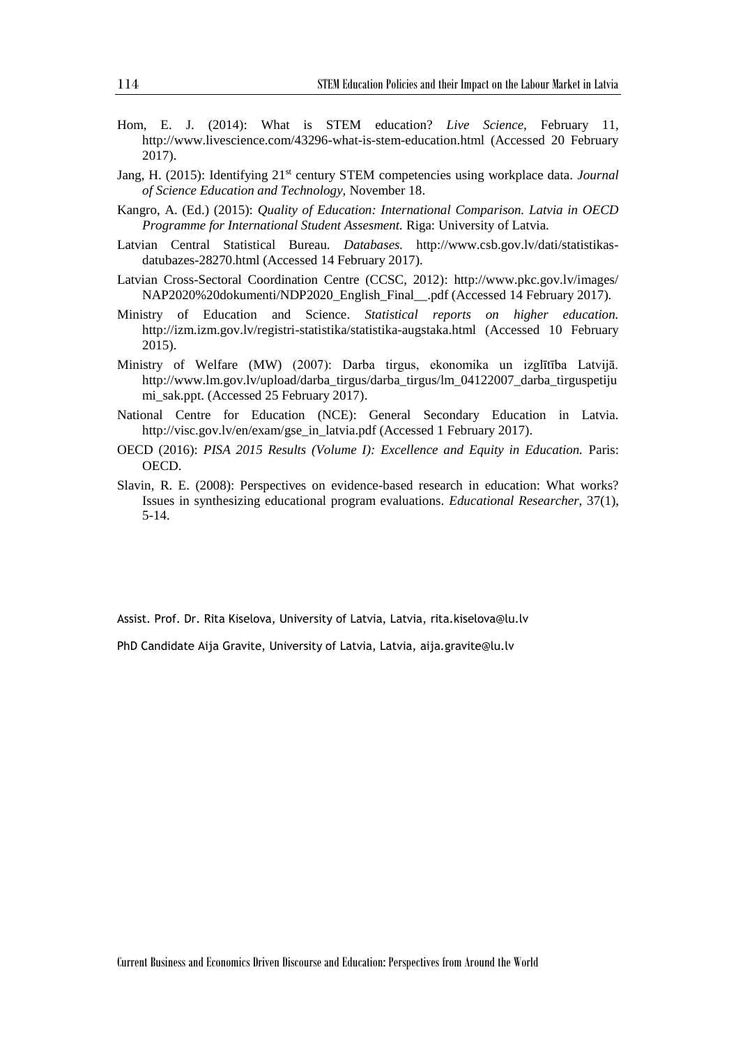Hom, E. J. (2014): What is STEM education? *Live Science,* February 11, http://www.livescience.com/43296-what-is-stem-education.html (Accessed 20 February 2017).

Jang, H. (2015): Identifying 21st century STEM competencies using workplace data. *Journal of Science Education and Technology,* November 18.

Kangro, A. (Ed.) (2015): *Quality of Education: International Comparison. Latvia in OECD Programme for International Student Assesment.* Riga: University of Latvia.

Latvian Central Statistical Bureau. *Databases.* http://www.csb.gov.lv/dati/statistikas-datubazes-28270.html (Accessed 14 February 2017).

Latvian Cross-Sectoral Coordination Centre (CCSC, 2012): http://www.pkc.gov.lv/images/NAP2020%20dokumenti/NDP2020_English_Final__.pdf (Accessed 14 February 2017).

Ministry of Education and Science. *Statistical reports on higher education.* http://izm.izm.gov.lv/registri-statistika/statistika-augstaka.html (Accessed 10 February 2015).

Ministry of Welfare (MW) (2007): Darba tirgus, ekonomika un izglītība Latvijā. http://www.lm.gov.lv/upload/darba_tirgus/darba_tirgus/lm_04122007_darba_tirguspetijumi_sak.ppt. (Accessed 25 February 2017).

National Centre for Education (NCE): General Secondary Education in Latvia. http://visc.gov.lv/en/exam/gse_in_latvia.pdf (Accessed 1 February 2017).

OECD (2016): *PISA 2015 Results (Volume I): Excellence and Equity in Education.* Paris: OECD.

Slavin, R. E. (2008): Perspectives on evidence-based research in education: What works? Issues in synthesizing educational program evaluations. *Educational Researcher,* 37(1), 5-14.

Assist. Prof. Dr. Rita Kiselova, University of Latvia, Latvia, rita.kiselova@lu.lv

PhD Candidate Aija Gravite, University of Latvia, Latvia, aija.gravite@lu.lv